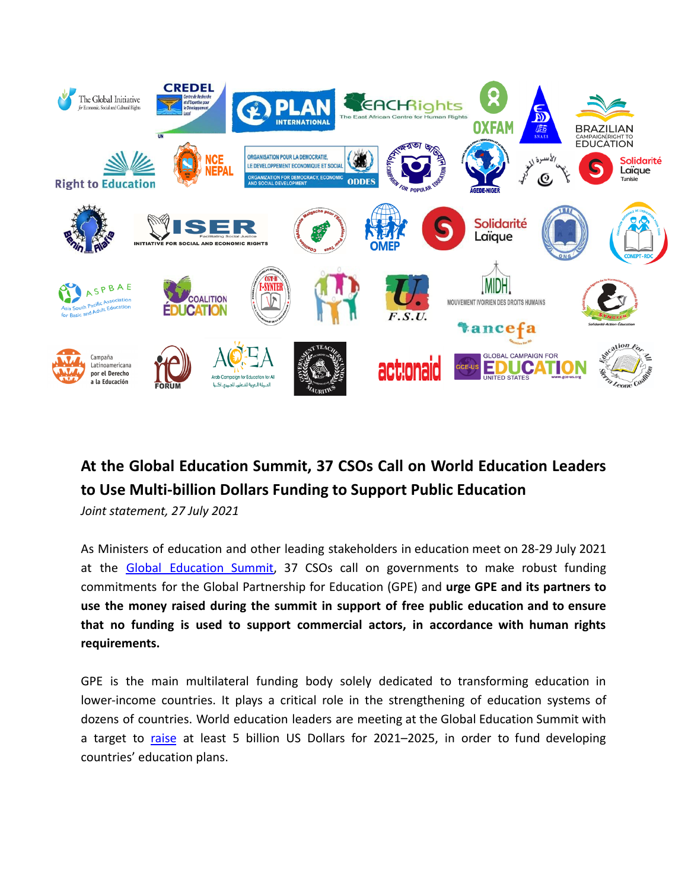## At the Global Education Summit, 37 CSOs Call on World Education Leaders to Use Multi-billion Dollars Funding to Support Public Education

*Joint statement, 27 July 2021*

As Ministers of education and other leading stakeholders in education meet on 28-29 July 2021 at the Global Education Summit, 37 CSOs call on governments to make robust funding commitments for the Global Partnership for Education (GPE) and **urge GPE and its partners to use the money raised during the summit in support of free public education and to ensure that no funding is used to support commercial actors, in accordance with human rights requirements.**

GPE is the main multilateral funding body solely dedicated to transforming education in lower-income countries. It plays a critical role in the strengthening of education systems of dozens of countries. World education leaders are meeting at the Global Education Summit with a target to raise at least 5 billion US Dollars for 2021–2025, in order to fund developing countries' education plans.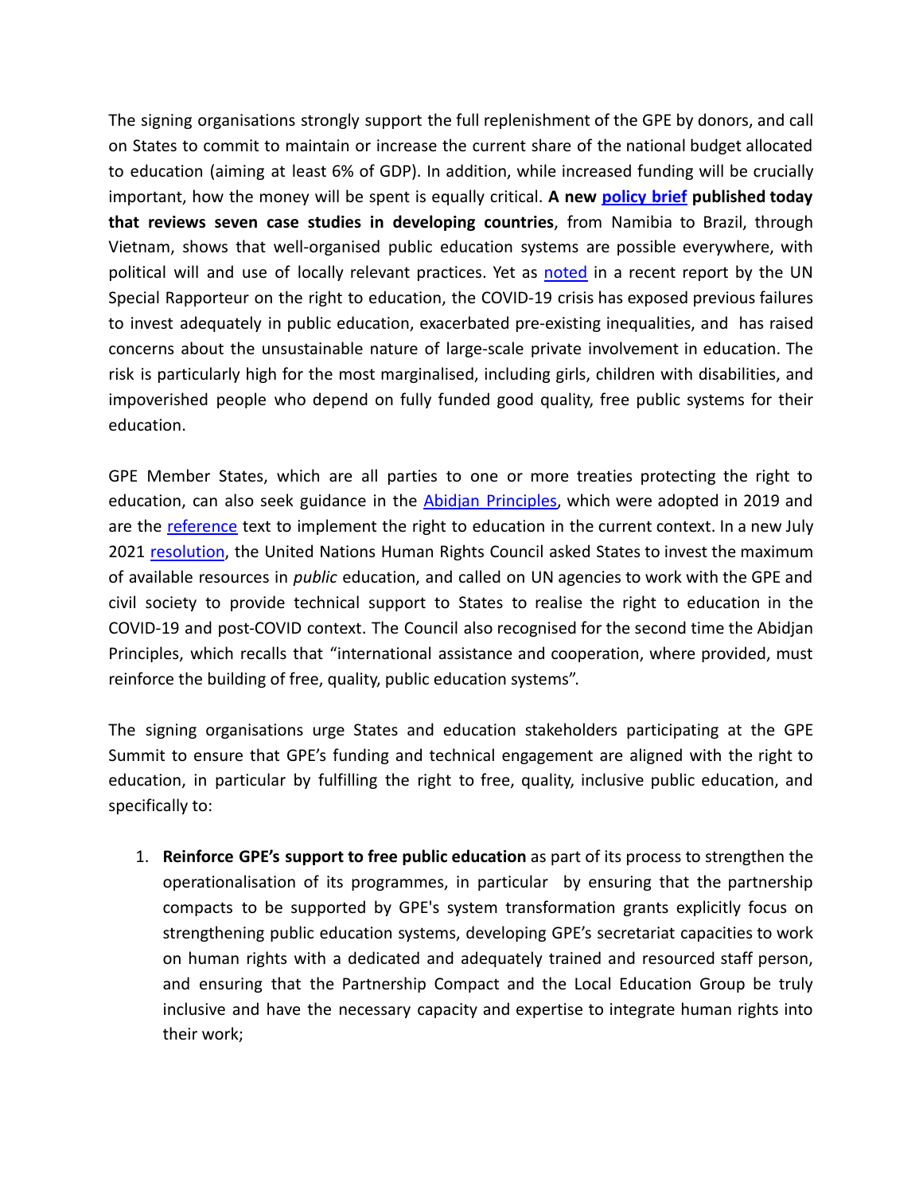The signing organisations strongly support the full replenishment of the GPE by donors, and call on States to commit to maintain or increase the current share of the national budget allocated to education (aiming at least 6% of GDP). In addition, while increased funding will be crucially important, how the money will be spent is equally critical. **A new policy brief published today that reviews seven case studies in developing countries**, from Namibia to Brazil, through Vietnam, shows that well-organised public education systems are possible everywhere, with political will and use of locally relevant practices. Yet as noted in a recent report by the UN Special Rapporteur on the right to education, the COVID-19 crisis has exposed previous failures to invest adequately in public education, exacerbated pre-existing inequalities, and has raised concerns about the unsustainable nature of large-scale private involvement in education. The risk is particularly high for the most marginalised, including girls, children with disabilities, and impoverished people who depend on fully funded good quality, free public systems for their education.

GPE Member States, which are all parties to one or more treaties protecting the right to education, can also seek guidance in the Abidjan Principles, which were adopted in 2019 and are the reference text to implement the right to education in the current context. In a new July 2021 resolution, the United Nations Human Rights Council asked States to invest the maximum of available resources in *public* education, and called on UN agencies to work with the GPE and civil society to provide technical support to States to realise the right to education in the COVID-19 and post-COVID context. The Council also recognised for the second time the Abidjan Principles, which recalls that "international assistance and cooperation, where provided, must reinforce the building of free, quality, public education systems".

The signing organisations urge States and education stakeholders participating at the GPE Summit to ensure that GPE's funding and technical engagement are aligned with the right to education, in particular by fulfilling the right to free, quality, inclusive public education, and specifically to:

1. **Reinforce GPE's support to free public education** as part of its process to strengthen the operationalisation of its programmes, in particular by ensuring that the partnership compacts to be supported by GPE's system transformation grants explicitly focus on strengthening public education systems, developing GPE's secretariat capacities to work on human rights with a dedicated and adequately trained and resourced staff person, and ensuring that the Partnership Compact and the Local Education Group be truly inclusive and have the necessary capacity and expertise to integrate human rights into their work;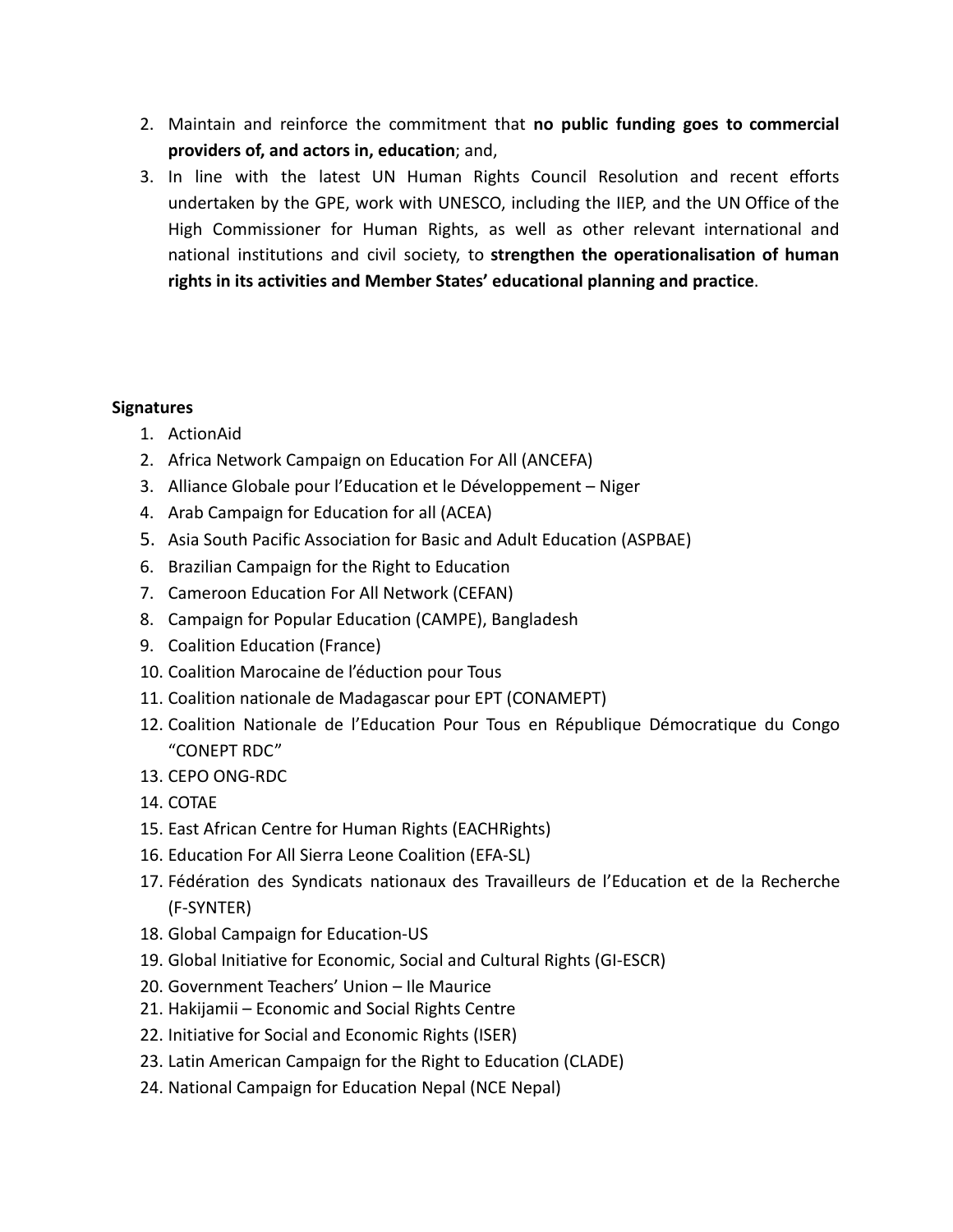2. Maintain and reinforce the commitment that **no public funding goes to commercial providers of, and actors in, education**; and,
3. In line with the latest UN Human Rights Council Resolution and recent efforts undertaken by the GPE, work with UNESCO, including the IIEP, and the UN Office of the High Commissioner for Human Rights, as well as other relevant international and national institutions and civil society, to **strengthen the operationalisation of human rights in its activities and Member States' educational planning and practice**.

**Signatures**

1. ActionAid
2. Africa Network Campaign on Education For All (ANCEFA)
3. Alliance Globale pour l'Education et le Développement – Niger
4. Arab Campaign for Education for all (ACEA)
5. Asia South Pacific Association for Basic and Adult Education (ASPBAE)
6. Brazilian Campaign for the Right to Education
7. Cameroon Education For All Network (CEFAN)
8. Campaign for Popular Education (CAMPE), Bangladesh
9. Coalition Education (France)
10. Coalition Marocaine de l'éduction pour Tous
11. Coalition nationale de Madagascar pour EPT (CONAMEPT)
12. Coalition Nationale de l'Education Pour Tous en République Démocratique du Congo "CONEPT RDC"
13. CEPO ONG-RDC
14. COTAE
15. East African Centre for Human Rights (EACHRights)
16. Education For All Sierra Leone Coalition (EFA-SL)
17. Fédération des Syndicats nationaux des Travailleurs de l'Education et de la Recherche (F-SYNTER)
18. Global Campaign for Education-US
19. Global Initiative for Economic, Social and Cultural Rights (GI-ESCR)
20. Government Teachers' Union – Ile Maurice
21. Hakijamii – Economic and Social Rights Centre
22. Initiative for Social and Economic Rights (ISER)
23. Latin American Campaign for the Right to Education (CLADE)
24. National Campaign for Education Nepal (NCE Nepal)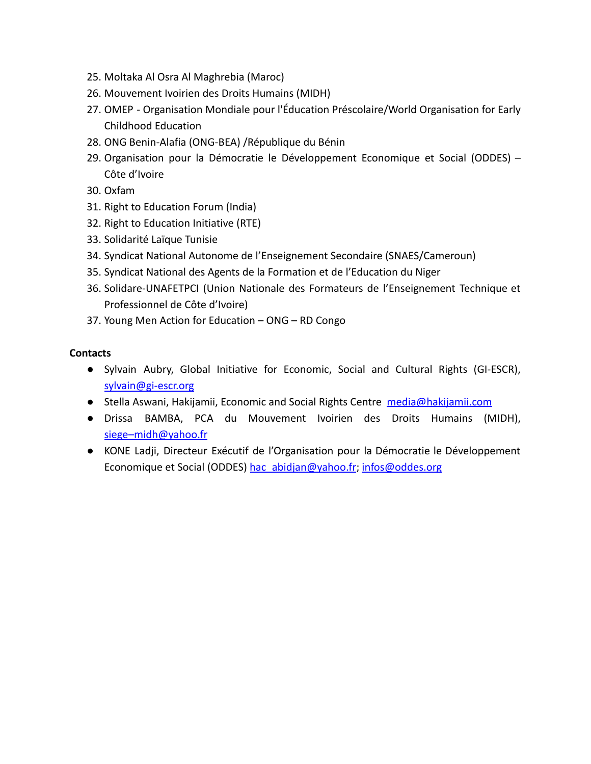25. Moltaka Al Osra Al Maghrebia (Maroc)
26. Mouvement Ivoirien des Droits Humains (MIDH)
27. OMEP - Organisation Mondiale pour l'Éducation Préscolaire/World Organisation for Early Childhood Education
28. ONG Benin-Alafia (ONG-BEA) /République du Bénin
29. Organisation pour la Démocratie le Développement Economique et Social (ODDES) – Côte d'Ivoire
30. Oxfam
31. Right to Education Forum (India)
32. Right to Education Initiative (RTE)
33. Solidarité Laïque Tunisie
34. Syndicat National Autonome de l'Enseignement Secondaire (SNAES/Cameroun)
35. Syndicat National des Agents de la Formation et de l'Education du Niger
36. Solidare-UNAFETPCI (Union Nationale des Formateurs de l'Enseignement Technique et Professionnel de Côte d'Ivoire)
37. Young Men Action for Education – ONG – RD Congo

**Contacts**

- Sylvain Aubry, Global Initiative for Economic, Social and Cultural Rights (GI-ESCR), sylvain@gi-escr.org
- Stella Aswani, Hakijamii, Economic and Social Rights Centre media@hakijamii.com
- Drissa BAMBA, PCA du Mouvement Ivoirien des Droits Humains (MIDH), siege–midh@yahoo.fr
- KONE Ladji, Directeur Exécutif de l'Organisation pour la Démocratie le Développement Economique et Social (ODDES) hac_abidjan@yahoo.fr; infos@oddes.org